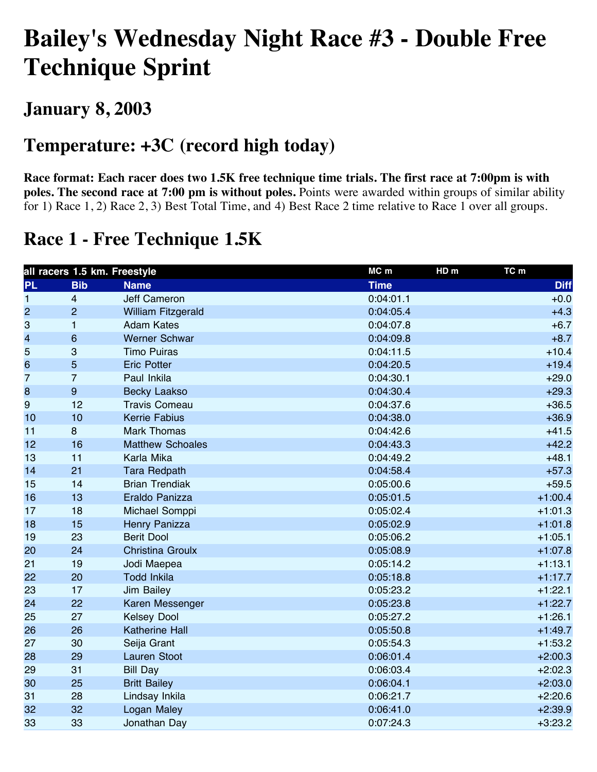# Bailey's Wednesday Night Race #3 - Double Free Technique Sprint

## January 8, 2003

## Temperature: +3C (record high today)

**Race format: Each racer does two 1.5K free technique time trials. The first race at 7:00pm is with poles. The second race at 7:00 pm is without poles.** Points were awarded within groups of similar ability for 1) Race 1, 2) Race 2, 3) Best Total Time, and 4) Best Race 2 time relative to Race 1 over all groups.

## Race 1 - Free Technique 1.5K

| all racers 1.5 km. Freestyle | | | MC m | HD m | TC m |
|---|---|---|---|---|---|
| **PL** | **Bib** | **Name** | **Time** | | **Diff** |
| 1 | 4 | Jeff Cameron | 0:04:01.1 | | +0.0 |
| 2 | 2 | William Fitzgerald | 0:04:05.4 | | +4.3 |
| 3 | 1 | Adam Kates | 0:04:07.8 | | +6.7 |
| 4 | 6 | Werner Schwar | 0:04:09.8 | | +8.7 |
| 5 | 3 | Timo Puiras | 0:04:11.5 | | +10.4 |
| 6 | 5 | Eric Potter | 0:04:20.5 | | +19.4 |
| 7 | 7 | Paul Inkila | 0:04:30.1 | | +29.0 |
| 8 | 9 | Becky Laakso | 0:04:30.4 | | +29.3 |
| 9 | 12 | Travis Comeau | 0:04:37.6 | | +36.5 |
| 10 | 10 | Kerrie Fabius | 0:04:38.0 | | +36.9 |
| 11 | 8 | Mark Thomas | 0:04:42.6 | | +41.5 |
| 12 | 16 | Matthew Schoales | 0:04:43.3 | | +42.2 |
| 13 | 11 | Karla Mika | 0:04:49.2 | | +48.1 |
| 14 | 21 | Tara Redpath | 0:04:58.4 | | +57.3 |
| 15 | 14 | Brian Trendiak | 0:05:00.6 | | +59.5 |
| 16 | 13 | Eraldo Panizza | 0:05:01.5 | | +1:00.4 |
| 17 | 18 | Michael Somppi | 0:05:02.4 | | +1:01.3 |
| 18 | 15 | Henry Panizza | 0:05:02.9 | | +1:01.8 |
| 19 | 23 | Berit Dool | 0:05:06.2 | | +1:05.1 |
| 20 | 24 | Christina Groulx | 0:05:08.9 | | +1:07.8 |
| 21 | 19 | Jodi Maepea | 0:05:14.2 | | +1:13.1 |
| 22 | 20 | Todd Inkila | 0:05:18.8 | | +1:17.7 |
| 23 | 17 | Jim Bailey | 0:05:23.2 | | +1:22.1 |
| 24 | 22 | Karen Messenger | 0:05:23.8 | | +1:22.7 |
| 25 | 27 | Kelsey Dool | 0:05:27.2 | | +1:26.1 |
| 26 | 26 | Katherine Hall | 0:05:50.8 | | +1:49.7 |
| 27 | 30 | Seija Grant | 0:05:54.3 | | +1:53.2 |
| 28 | 29 | Lauren Stoot | 0:06:01.4 | | +2:00.3 |
| 29 | 31 | Bill Day | 0:06:03.4 | | +2:02.3 |
| 30 | 25 | Britt Bailey | 0:06:04.1 | | +2:03.0 |
| 31 | 28 | Lindsay Inkila | 0:06:21.7 | | +2:20.6 |
| 32 | 32 | Logan Maley | 0:06:41.0 | | +2:39.9 |
| 33 | 33 | Jonathan Day | 0:07:24.3 | | +3:23.2 |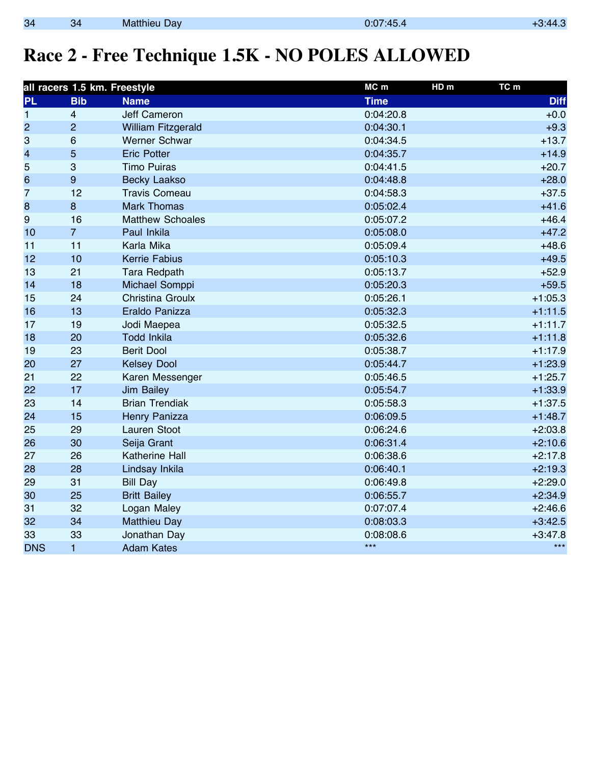| 34 | 34 | Matthieu Day | 0:07:45.4 | +3:44.3 |
|---|---|---|---|---|

# Race 2 - Free Technique 1.5K - NO POLES ALLOWED

| all racers 1.5 km. Freestyle | | | MC m | HD m | TC m | |
|---|---|---|---|---|---|---|
| **PL** | **Bib** | **Name** | **Time** | | | **Diff** |
| 1 | 4 | Jeff Cameron | 0:04:20.8 | | | +0.0 |
| 2 | 2 | William Fitzgerald | 0:04:30.1 | | | +9.3 |
| 3 | 6 | Werner Schwar | 0:04:34.5 | | | +13.7 |
| 4 | 5 | Eric Potter | 0:04:35.7 | | | +14.9 |
| 5 | 3 | Timo Puiras | 0:04:41.5 | | | +20.7 |
| 6 | 9 | Becky Laakso | 0:04:48.8 | | | +28.0 |
| 7 | 12 | Travis Comeau | 0:04:58.3 | | | +37.5 |
| 8 | 8 | Mark Thomas | 0:05:02.4 | | | +41.6 |
| 9 | 16 | Matthew Schoales | 0:05:07.2 | | | +46.4 |
| 10 | 7 | Paul Inkila | 0:05:08.0 | | | +47.2 |
| 11 | 11 | Karla Mika | 0:05:09.4 | | | +48.6 |
| 12 | 10 | Kerrie Fabius | 0:05:10.3 | | | +49.5 |
| 13 | 21 | Tara Redpath | 0:05:13.7 | | | +52.9 |
| 14 | 18 | Michael Somppi | 0:05:20.3 | | | +59.5 |
| 15 | 24 | Christina Groulx | 0:05:26.1 | | | +1:05.3 |
| 16 | 13 | Eraldo Panizza | 0:05:32.3 | | | +1:11.5 |
| 17 | 19 | Jodi Maepea | 0:05:32.5 | | | +1:11.7 |
| 18 | 20 | Todd Inkila | 0:05:32.6 | | | +1:11.8 |
| 19 | 23 | Berit Dool | 0:05:38.7 | | | +1:17.9 |
| 20 | 27 | Kelsey Dool | 0:05:44.7 | | | +1:23.9 |
| 21 | 22 | Karen Messenger | 0:05:46.5 | | | +1:25.7 |
| 22 | 17 | Jim Bailey | 0:05:54.7 | | | +1:33.9 |
| 23 | 14 | Brian Trendiak | 0:05:58.3 | | | +1:37.5 |
| 24 | 15 | Henry Panizza | 0:06:09.5 | | | +1:48.7 |
| 25 | 29 | Lauren Stoot | 0:06:24.6 | | | +2:03.8 |
| 26 | 30 | Seija Grant | 0:06:31.4 | | | +2:10.6 |
| 27 | 26 | Katherine Hall | 0:06:38.6 | | | +2:17.8 |
| 28 | 28 | Lindsay Inkila | 0:06:40.1 | | | +2:19.3 |
| 29 | 31 | Bill Day | 0:06:49.8 | | | +2:29.0 |
| 30 | 25 | Britt Bailey | 0:06:55.7 | | | +2:34.9 |
| 31 | 32 | Logan Maley | 0:07:07.4 | | | +2:46.6 |
| 32 | 34 | Matthieu Day | 0:08:03.3 | | | +3:42.5 |
| 33 | 33 | Jonathan Day | 0:08:08.6 | | | +3:47.8 |
| DNS | 1 | Adam Kates | *** | | | *** |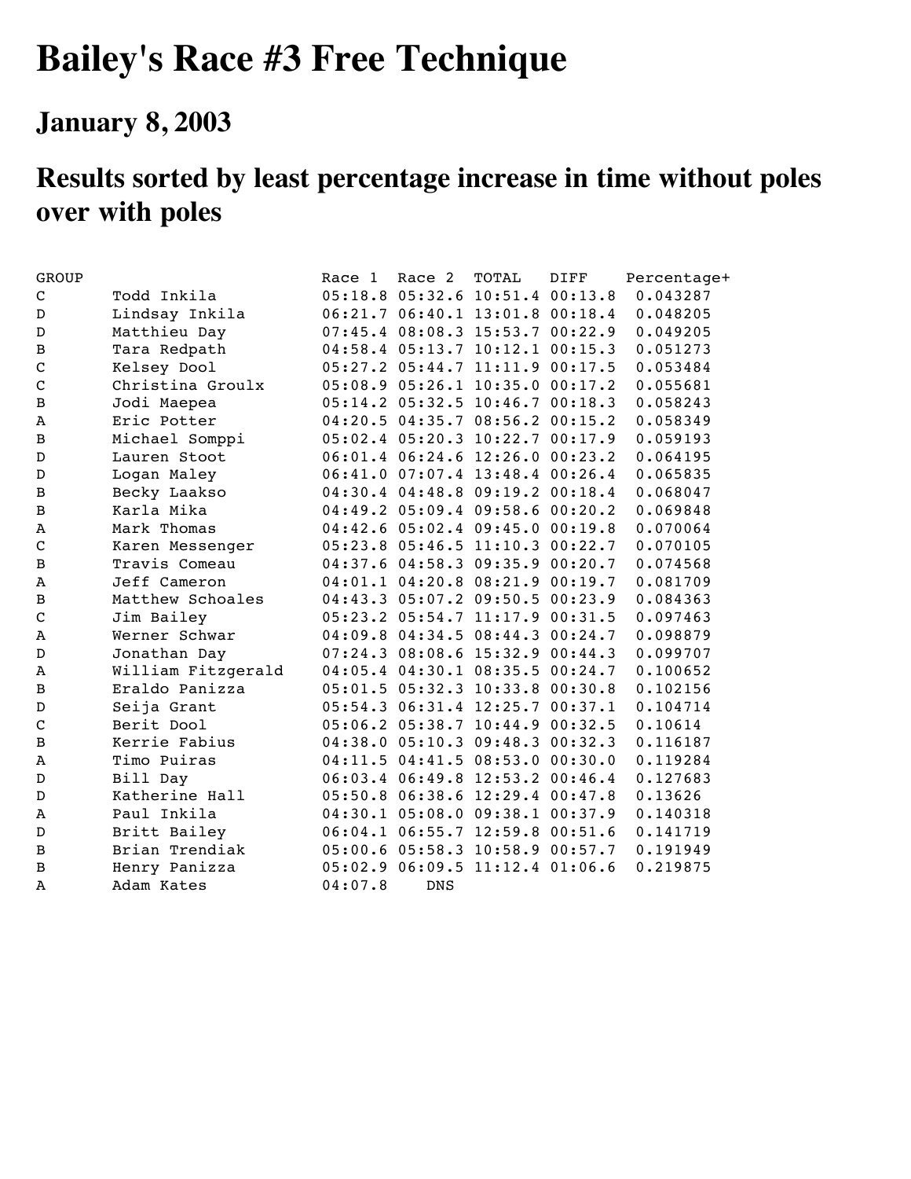# Bailey's Race #3 Free Technique

## January 8, 2003

## Results sorted by least percentage increase in time without poles over with poles

| GROUP | | Race 1 | Race 2 | TOTAL | DIFF | Percentage+ |
|---|---|---|---|---|---|---|
| C | Todd Inkila | 05:18.8 | 05:32.6 | 10:51.4 | 00:13.8 | 0.043287 |
| D | Lindsay Inkila | 06:21.7 | 06:40.1 | 13:01.8 | 00:18.4 | 0.048205 |
| D | Matthieu Day | 07:45.4 | 08:08.3 | 15:53.7 | 00:22.9 | 0.049205 |
| B | Tara Redpath | 04:58.4 | 05:13.7 | 10:12.1 | 00:15.3 | 0.051273 |
| C | Kelsey Dool | 05:27.2 | 05:44.7 | 11:11.9 | 00:17.5 | 0.053484 |
| C | Christina Groulx | 05:08.9 | 05:26.1 | 10:35.0 | 00:17.2 | 0.055681 |
| B | Jodi Maepea | 05:14.2 | 05:32.5 | 10:46.7 | 00:18.3 | 0.058243 |
| A | Eric Potter | 04:20.5 | 04:35.7 | 08:56.2 | 00:15.2 | 0.058349 |
| B | Michael Somppi | 05:02.4 | 05:20.3 | 10:22.7 | 00:17.9 | 0.059193 |
| D | Lauren Stoot | 06:01.4 | 06:24.6 | 12:26.0 | 00:23.2 | 0.064195 |
| D | Logan Maley | 06:41.0 | 07:07.4 | 13:48.4 | 00:26.4 | 0.065835 |
| B | Becky Laakso | 04:30.4 | 04:48.8 | 09:19.2 | 00:18.4 | 0.068047 |
| B | Karla Mika | 04:49.2 | 05:09.4 | 09:58.6 | 00:20.2 | 0.069848 |
| A | Mark Thomas | 04:42.6 | 05:02.4 | 09:45.0 | 00:19.8 | 0.070064 |
| C | Karen Messenger | 05:23.8 | 05:46.5 | 11:10.3 | 00:22.7 | 0.070105 |
| B | Travis Comeau | 04:37.6 | 04:58.3 | 09:35.9 | 00:20.7 | 0.074568 |
| A | Jeff Cameron | 04:01.1 | 04:20.8 | 08:21.9 | 00:19.7 | 0.081709 |
| B | Matthew Schoales | 04:43.3 | 05:07.2 | 09:50.5 | 00:23.9 | 0.084363 |
| C | Jim Bailey | 05:23.2 | 05:54.7 | 11:17.9 | 00:31.5 | 0.097463 |
| A | Werner Schwar | 04:09.8 | 04:34.5 | 08:44.3 | 00:24.7 | 0.098879 |
| D | Jonathan Day | 07:24.3 | 08:08.6 | 15:32.9 | 00:44.3 | 0.099707 |
| A | William Fitzgerald | 04:05.4 | 04:30.1 | 08:35.5 | 00:24.7 | 0.100652 |
| B | Eraldo Panizza | 05:01.5 | 05:32.3 | 10:33.8 | 00:30.8 | 0.102156 |
| D | Seija Grant | 05:54.3 | 06:31.4 | 12:25.7 | 00:37.1 | 0.104714 |
| C | Berit Dool | 05:06.2 | 05:38.7 | 10:44.9 | 00:32.5 | 0.10614 |
| B | Kerrie Fabius | 04:38.0 | 05:10.3 | 09:48.3 | 00:32.3 | 0.116187 |
| A | Timo Puiras | 04:11.5 | 04:41.5 | 08:53.0 | 00:30.0 | 0.119284 |
| D | Bill Day | 06:03.4 | 06:49.8 | 12:53.2 | 00:46.4 | 0.127683 |
| D | Katherine Hall | 05:50.8 | 06:38.6 | 12:29.4 | 00:47.8 | 0.13626 |
| A | Paul Inkila | 04:30.1 | 05:08.0 | 09:38.1 | 00:37.9 | 0.140318 |
| D | Britt Bailey | 06:04.1 | 06:55.7 | 12:59.8 | 00:51.6 | 0.141719 |
| B | Brian Trendiak | 05:00.6 | 05:58.3 | 10:58.9 | 00:57.7 | 0.191949 |
| B | Henry Panizza | 05:02.9 | 06:09.5 | 11:12.4 | 01:06.6 | 0.219875 |
| A | Adam Kates | 04:07.8 | DNS | | | |